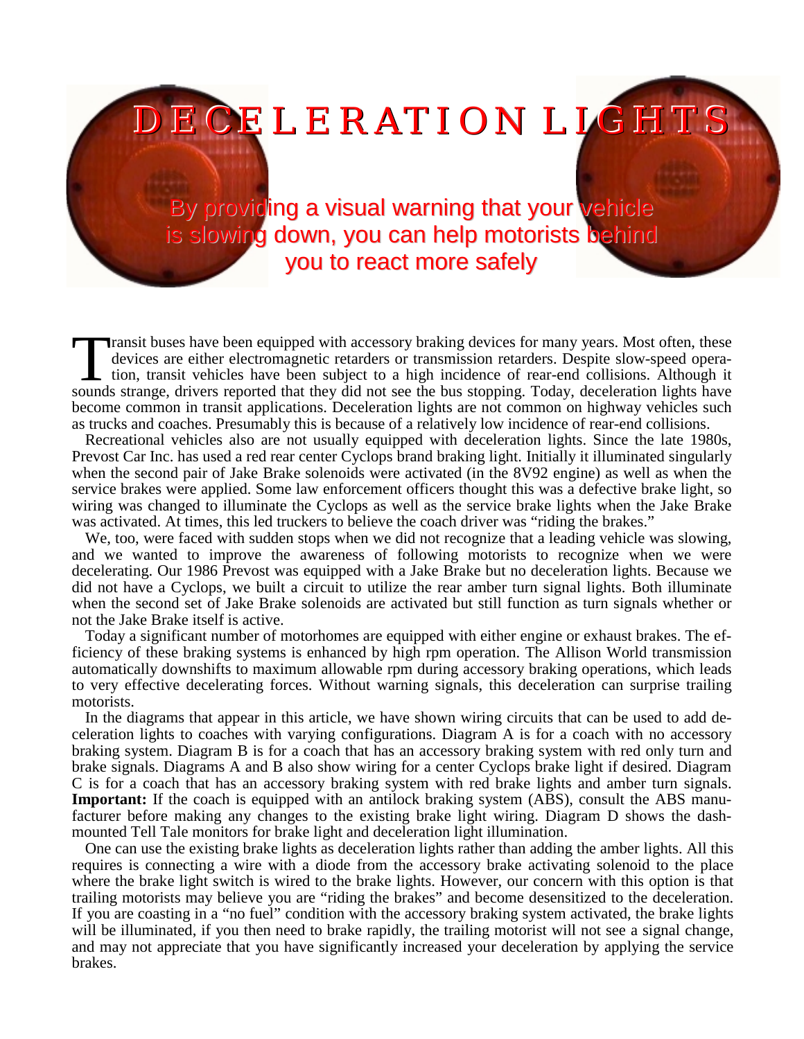# DECELERATION LIGHTS

**By providing a visual warning that your vehicle is slowing down, you can help motorists behind you to react more safely**

Transit buses have been equipped with accessory braking devices for many years. Most often, these devices are either electromagnetic retarders or transmission retarders. Despite slow-speed operation, transit vehicles have been subject to a high incidence of rear-end collisions. Although it sounds strange, drivers reported that they did not see the bus stopping. Today, deceleration lights have become common in transit applications. Deceleration lights are not common on highway vehicles such as trucks and coaches. Presumably this is because of a relatively low incidence of rear-end collisions.

Recreational vehicles also are not usually equipped with deceleration lights. Since the late 1980s, Prevost Car Inc. has used a red rear center Cyclops brand braking light. Initially it illuminated singularly when the second pair of Jake Brake solenoids were activated (in the 8V92 engine) as well as when the service brakes were applied. Some law enforcement officers thought this was a defective brake light, so wiring was changed to illuminate the Cyclops as well as the service brake lights when the Jake Brake was activated. At times, this led truckers to believe the coach driver was "riding the brakes."

We, too, were faced with sudden stops when we did not recognize that a leading vehicle was slowing, and we wanted to improve the awareness of following motorists to recognize when we were decelerating. Our 1986 Prevost was equipped with a Jake Brake but no deceleration lights. Because we did not have a Cyclops, we built a circuit to utilize the rear amber turn signal lights. Both illuminate when the second set of Jake Brake solenoids are activated but still function as turn signals whether or not the Jake Brake itself is active.

Today a significant number of motorhomes are equipped with either engine or exhaust brakes. The efficiency of these braking systems is enhanced by high rpm operation. The Allison World transmission automatically downshifts to maximum allowable rpm during accessory braking operations, which leads to very effective decelerating forces. Without warning signals, this deceleration can surprise trailing motorists.

In the diagrams that appear in this article, we have shown wiring circuits that can be used to add deceleration lights to coaches with varying configurations. Diagram A is for a coach with no accessory braking system. Diagram B is for a coach that has an accessory braking system with red only turn and brake signals. Diagrams A and B also show wiring for a center Cyclops brake light if desired. Diagram C is for a coach that has an accessory braking system with red brake lights and amber turn signals. **Important:** If the coach is equipped with an antilock braking system (ABS), consult the ABS manufacturer before making any changes to the existing brake light wiring. Diagram D shows the dash-mounted Tell Tale monitors for brake light and deceleration light illumination.

One can use the existing brake lights as deceleration lights rather than adding the amber lights. All this requires is connecting a wire with a diode from the accessory brake activating solenoid to the place where the brake light switch is wired to the brake lights. However, our concern with this option is that trailing motorists may believe you are "riding the brakes" and become desensitized to the deceleration. If you are coasting in a "no fuel" condition with the accessory braking system activated, the brake lights will be illuminated, if you then need to brake rapidly, the trailing motorist will not see a signal change, and may not appreciate that you have significantly increased your deceleration by applying the service brakes.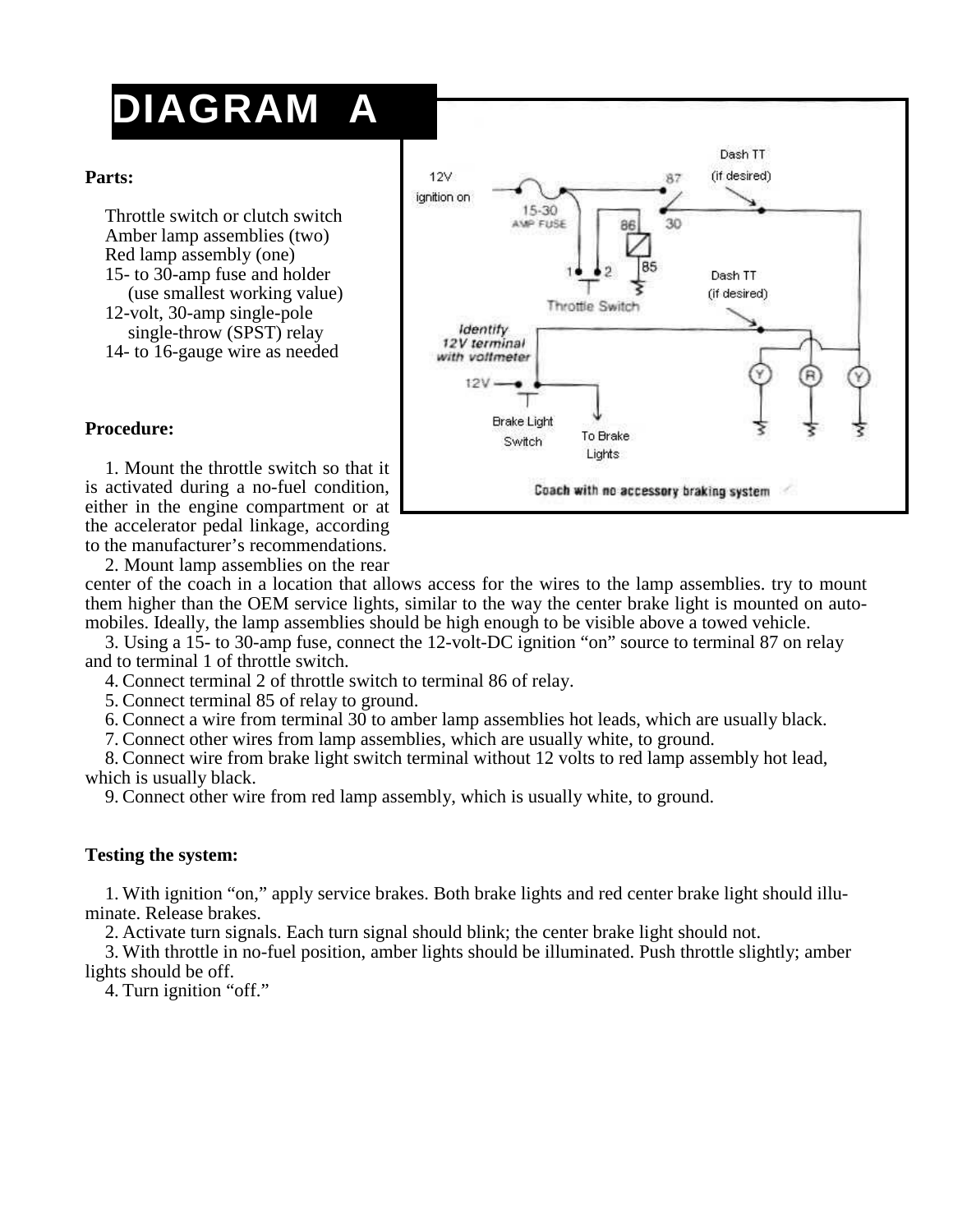# DIAGRAM A

**Parts:**

Throttle switch or clutch switch
Amber lamp assemblies (two)
Red lamp assembly (one)
15- to 30-amp fuse and holder
(use smallest working value)
12-volt, 30-amp single-pole
single-throw (SPST) relay
14- to 16-gauge wire as needed

**Procedure:**

1. Mount the throttle switch so that it is activated during a no-fuel condition, either in the engine compartment or at the accelerator pedal linkage, according to the manufacturer's recommendations.
2. Mount lamp assemblies on the rear center of the coach in a location that allows access for the wires to the lamp assemblies. try to mount them higher than the OEM service lights, similar to the way the center brake light is mounted on automobiles. Ideally, the lamp assemblies should be high enough to be visible above a towed vehicle.
3. Using a 15- to 30-amp fuse, connect the 12-volt-DC ignition "on" source to terminal 87 on relay and to terminal 1 of throttle switch.
4. Connect terminal 2 of throttle switch to terminal 86 of relay.
5. Connect terminal 85 of relay to ground.
6. Connect a wire from terminal 30 to amber lamp assemblies hot leads, which are usually black.
7. Connect other wires from lamp assemblies, which are usually white, to ground.
8. Connect wire from brake light switch terminal without 12 volts to red lamp assembly hot lead, which is usually black.
9. Connect other wire from red lamp assembly, which is usually white, to ground.

**Testing the system:**

1. With ignition "on," apply service brakes. Both brake lights and red center brake light should illuminate. Release brakes.
2. Activate turn signals. Each turn signal should blink; the center brake light should not.
3. With throttle in no-fuel position, amber lights should be illuminated. Push throttle slightly; amber lights should be off.
4. Turn ignition "off."

Coach with no accessory braking system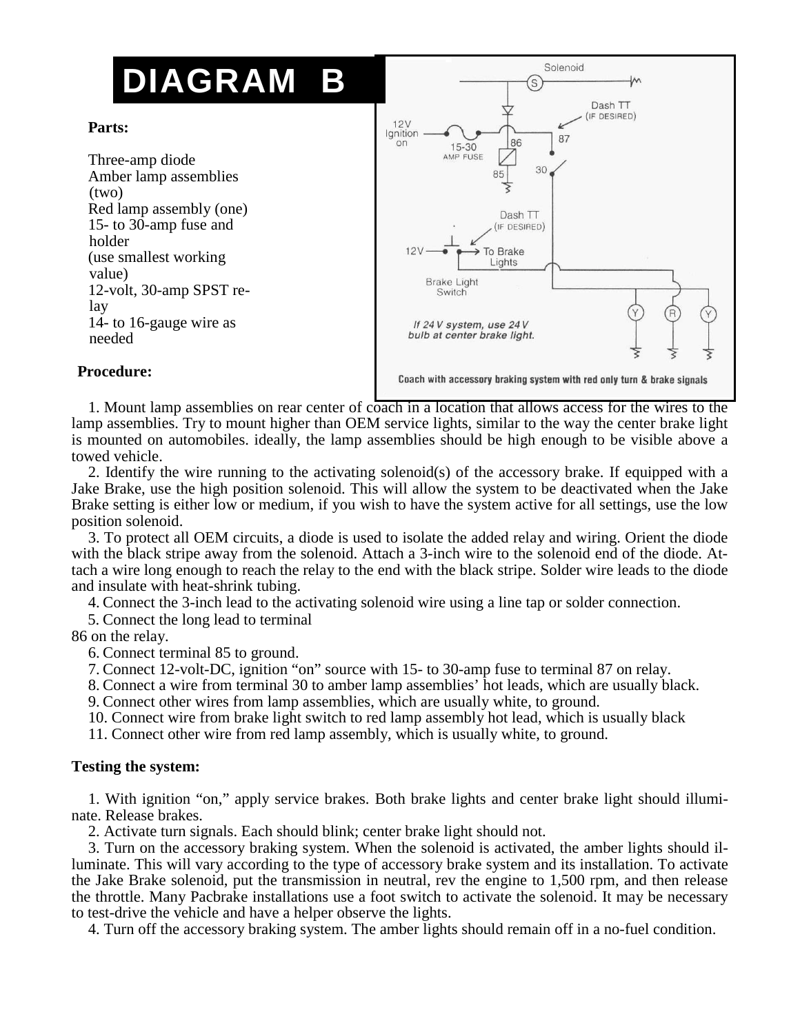# DIAGRAM B

**Parts:**

Three-amp diode
Amber lamp assemblies (two)
Red lamp assembly (one)
15- to 30-amp fuse and holder
(use smallest working value)
12-volt, 30-amp SPST relay
14- to 16-gauge wire as needed

**Procedure:**

1. Mount lamp assemblies on rear center of coach in a location that allows access for the wires to the lamp assemblies. Try to mount higher than OEM service lights, similar to the way the center brake light is mounted on automobiles. ideally, the lamp assemblies should be high enough to be visible above a towed vehicle.

2. Identify the wire running to the activating solenoid(s) of the accessory brake. If equipped with a Jake Brake, use the high position solenoid. This will allow the system to be deactivated when the Jake Brake setting is either low or medium, if you wish to have the system active for all settings, use the low position solenoid.

3. To protect all OEM circuits, a diode is used to isolate the added relay and wiring. Orient the diode with the black stripe away from the solenoid. Attach a 3-inch wire to the solenoid end of the diode. Attach a wire long enough to reach the relay to the end with the black stripe. Solder wire leads to the diode and insulate with heat-shrink tubing.

4. Connect the 3-inch lead to the activating solenoid wire using a line tap or solder connection.

5. Connect the long lead to terminal 86 on the relay.

6. Connect terminal 85 to ground.

7. Connect 12-volt-DC, ignition "on" source with 15- to 30-amp fuse to terminal 87 on relay.

8. Connect a wire from terminal 30 to amber lamp assemblies' hot leads, which are usually black.

9. Connect other wires from lamp assemblies, which are usually white, to ground.

10. Connect wire from brake light switch to red lamp assembly hot lead, which is usually black

11. Connect other wire from red lamp assembly, which is usually white, to ground.

Solenoid
Dash TT (IF DESIRED)
12V Ignition on
15-30 AMP FUSE
86
87
85
30
Dash TT (IF DESIRED)
12V
To Brake Lights
Brake Light Switch
Y R Y
*If 24 V system, use 24 V bulb at center brake light.*

**Coach with accessory braking system with red only turn & brake signals**

**Testing the system:**

1. With ignition "on," apply service brakes. Both brake lights and center brake light should illuminate. Release brakes.

2. Activate turn signals. Each should blink; center brake light should not.

3. Turn on the accessory braking system. When the solenoid is activated, the amber lights should illuminate. This will vary according to the type of accessory brake system and its installation. To activate the Jake Brake solenoid, put the transmission in neutral, rev the engine to 1,500 rpm, and then release the throttle. Many Pacbrake installations use a foot switch to activate the solenoid. It may be necessary to test-drive the vehicle and have a helper observe the lights.

4. Turn off the accessory braking system. The amber lights should remain off in a no-fuel condition.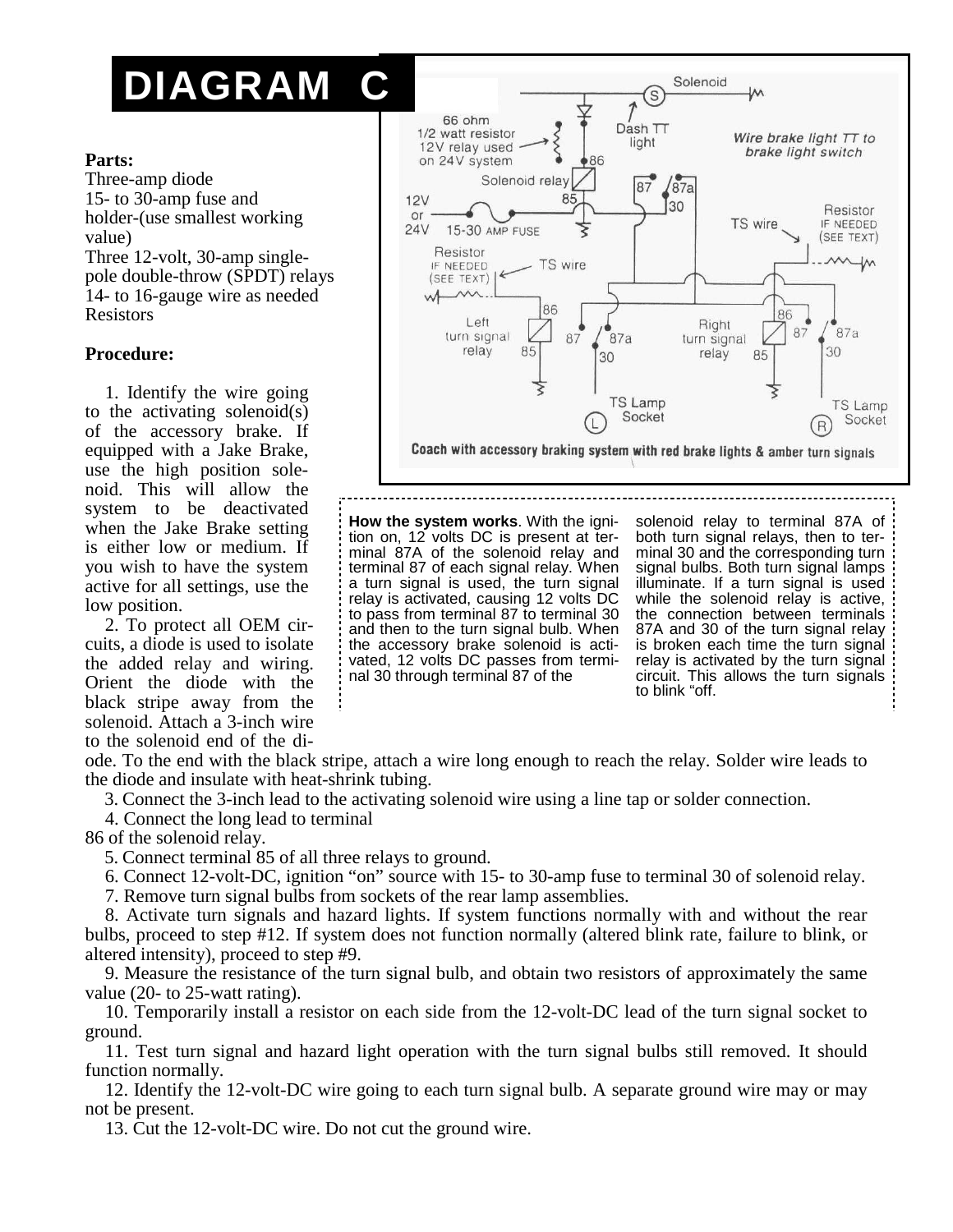# DIAGRAM C

**Parts:**

Three-amp diode
15- to 30-amp fuse and holder-(use smallest working value)
Three 12-volt, 30-amp single-pole double-throw (SPDT) relays
14- to 16-gauge wire as needed
Resistors

**Procedure:**

1. Identify the wire going to the activating solenoid(s) of the accessory brake. If equipped with a Jake Brake, use the high position solenoid. This will allow the system to be deactivated when the Jake Brake setting is either low or medium. If you wish to have the system active for all settings, use the low position.

2. To protect all OEM circuits, a diode is used to isolate the added relay and wiring. Orient the diode with the black stripe away from the solenoid. Attach a 3-inch wire to the solenoid end of the diode. To the end with the black stripe, attach a wire long enough to reach the relay. Solder wire leads to the diode and insulate with heat-shrink tubing.

3. Connect the 3-inch lead to the activating solenoid wire using a line tap or solder connection.

4. Connect the long lead to terminal 86 of the solenoid relay.

5. Connect terminal 85 of all three relays to ground.

6. Connect 12-volt-DC, ignition "on" source with 15- to 30-amp fuse to terminal 30 of solenoid relay.

7. Remove turn signal bulbs from sockets of the rear lamp assemblies.

8. Activate turn signals and hazard lights. If system functions normally with and without the rear bulbs, proceed to step #12. If system does not function normally (altered blink rate, failure to blink, or altered intensity), proceed to step #9.

9. Measure the resistance of the turn signal bulb, and obtain two resistors of approximately the same value (20- to 25-watt rating).

10. Temporarily install a resistor on each side from the 12-volt-DC lead of the turn signal socket to ground.

11. Test turn signal and hazard light operation with the turn signal bulbs still removed. It should function normally.

12. Identify the 12-volt-DC wire going to each turn signal bulb. A separate ground wire may or may not be present.

13. Cut the 12-volt-DC wire. Do not cut the ground wire.

Solenoid (S) — 66 ohm 1/2 watt resistor 12V relay used on 24V system — Dash TT light — *Wire brake light TT to brake light switch* — Solenoid relay (86, 85, 87, 87a, 30) — 12V or 24V 15-30 AMP FUSE — Resistor IF NEEDED (SEE TEXT) — TS wire — Left turn signal relay (86, 85, 87, 87a, 30) — Right turn signal relay (86, 85, 87, 87a, 30) — TS Lamp Socket (L) — TS Lamp Socket (R)

**Coach with accessory braking system with red brake lights & amber turn signals**

**How the system works**. With the ignition on, 12 volts DC is present at terminal 87A of the solenoid relay and terminal 87 of each signal relay. When a turn signal is used, the turn signal relay is activated, causing 12 volts DC to pass from terminal 87 to terminal 30 and then to the turn signal bulb. When the accessory brake solenoid is activated, 12 volts DC passes from terminal 30 through terminal 87 of the solenoid relay to terminal 87A of both turn signal relays, then to terminal 30 and the corresponding turn signal bulbs. Both turn signal lamps illuminate. If a turn signal is used while the solenoid relay is active, the connection between terminals 87A and 30 of the turn signal relay is broken each time the turn signal relay is activated by the turn signal circuit. This allows the turn signals to blink "off.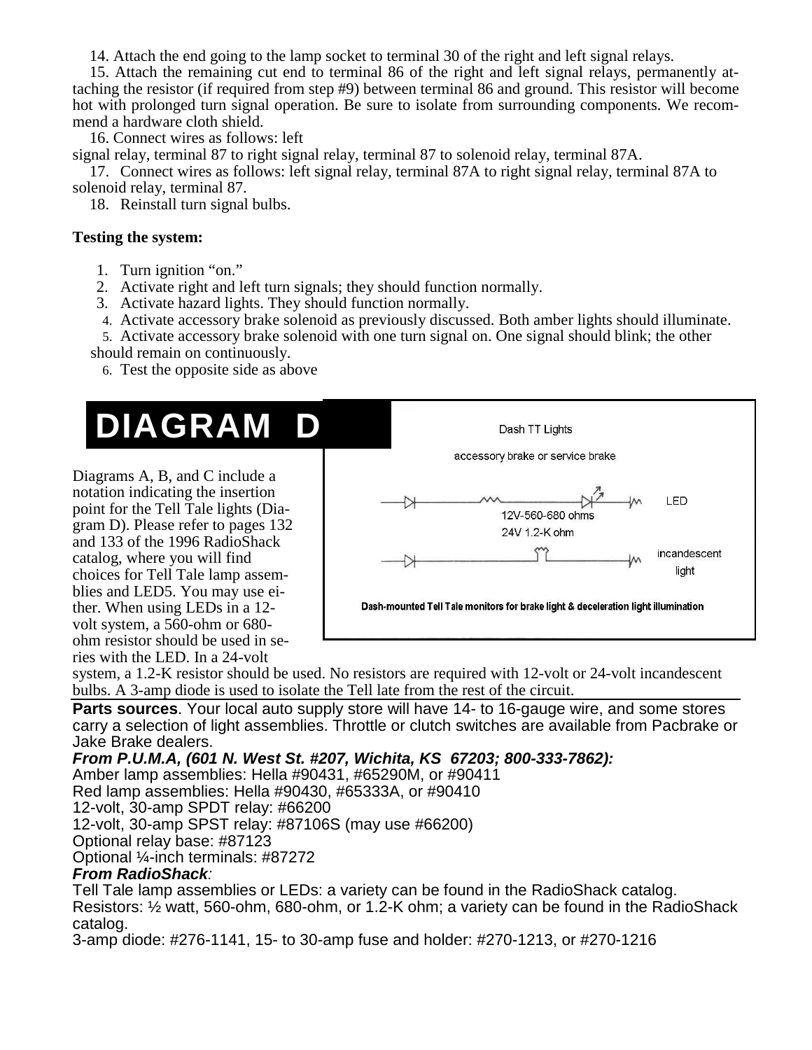14. Attach the end going to the lamp socket to terminal 30 of the right and left signal relays.

15. Attach the remaining cut end to terminal 86 of the right and left signal relays, permanently attaching the resistor (if required from step #9) between terminal 86 and ground. This resistor will become hot with prolonged turn signal operation. Be sure to isolate from surrounding components. We recommend a hardware cloth shield.

16. Connect wires as follows: left signal relay, terminal 87 to right signal relay, terminal 87 to solenoid relay, terminal 87A.

17. Connect wires as follows: left signal relay, terminal 87A to right signal relay, terminal 87A to solenoid relay, terminal 87.

18. Reinstall turn signal bulbs.

**Testing the system:**

1. Turn ignition "on."
2. Activate right and left turn signals; they should function normally.
3. Activate hazard lights. They should function normally.
4. Activate accessory brake solenoid as previously discussed. Both amber lights should illuminate.
5. Activate accessory brake solenoid with one turn signal on. One signal should blink; the other should remain on continuously.
6. Test the opposite side as above

# DIAGRAM D

Dash TT Lights

accessory brake or service brake

12V-560-680 ohms

24V 1.2-K ohm

LED

incandescent light

Dash-mounted Tell Tale monitors for brake light & deceleration light illumination

Diagrams A, B, and C include a notation indicating the insertion point for the Tell Tale lights (Diagram D). Please refer to pages 132 and 133 of the 1996 RadioShack catalog, where you will find choices for Tell Tale lamp assemblies and LED5. You may use either. When using LEDs in a 12-volt system, a 560-ohm or 680-ohm resistor should be used in series with the LED. In a 24-volt system, a 1.2-K resistor should be used. No resistors are required with 12-volt or 24-volt incandescent bulbs. A 3-amp diode is used to isolate the Tell late from the rest of the circuit.

**Parts sources**. Your local auto supply store will have 14- to 16-gauge wire, and some stores carry a selection of light assemblies. Throttle or clutch switches are available from Pacbrake or Jake Brake dealers.

***From P.U.M.A, (601 N. West St. #207, Wichita, KS 67203; 800-333-7862):***

Amber lamp assemblies: Hella #90431, #65290M, or #90411

Red lamp assemblies: Hella #90430, #65333A, or #90410

12-volt, 30-amp SPDT relay: #66200

12-volt, 30-amp SPST relay: #87106S (may use #66200)

Optional relay base: #87123

Optional ¼-inch terminals: #87272

***From RadioShack:***

Tell Tale lamp assemblies or LEDs: a variety can be found in the RadioShack catalog.

Resistors: ½ watt, 560-ohm, 680-ohm, or 1.2-K ohm; a variety can be found in the RadioShack catalog.

3-amp diode: #276-1141, 15- to 30-amp fuse and holder: #270-1213, or #270-1216